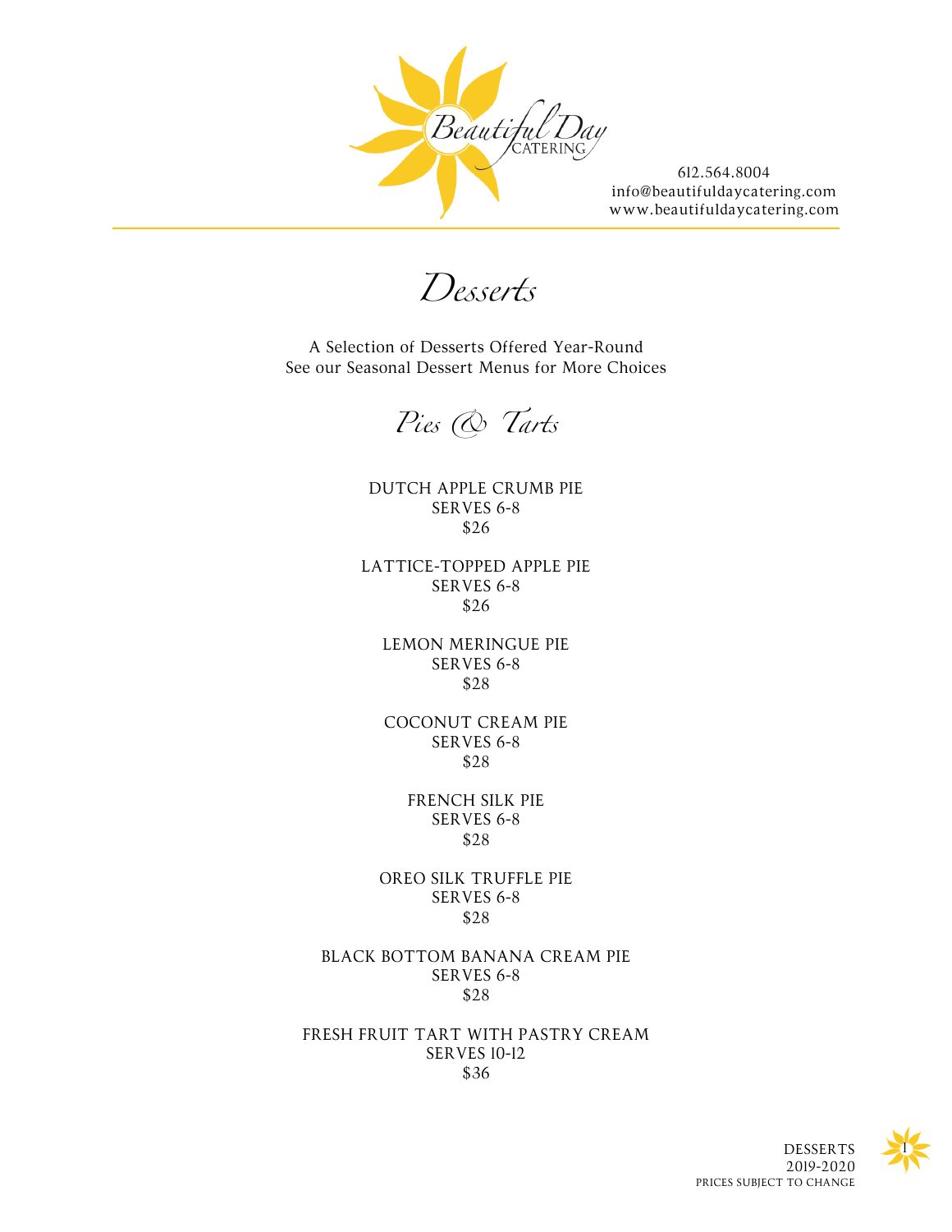Beautiful Day
CATERING

612.564.8004
info@beautifuldaycatering.com
www.beautifuldaycatering.com

# *Desserts*

A Selection of Desserts Offered Year-Round
See our Seasonal Dessert Menus for More Choices

## *Pies & Tarts*

DUTCH APPLE CRUMB PIE
SERVES 6-8
$26

LATTICE-TOPPED APPLE PIE
SERVES 6-8
$26

LEMON MERINGUE PIE
SERVES 6-8
$28

COCONUT CREAM PIE
SERVES 6-8
$28

FRENCH SILK PIE
SERVES 6-8
$28

OREO SILK TRUFFLE PIE
SERVES 6-8
$28

BLACK BOTTOM BANANA CREAM PIE
SERVES 6-8
$28

FRESH FRUIT TART WITH PASTRY CREAM
SERVES 10-12
$36

DESSERTS
2019-2020
PRICES SUBJECT TO CHANGE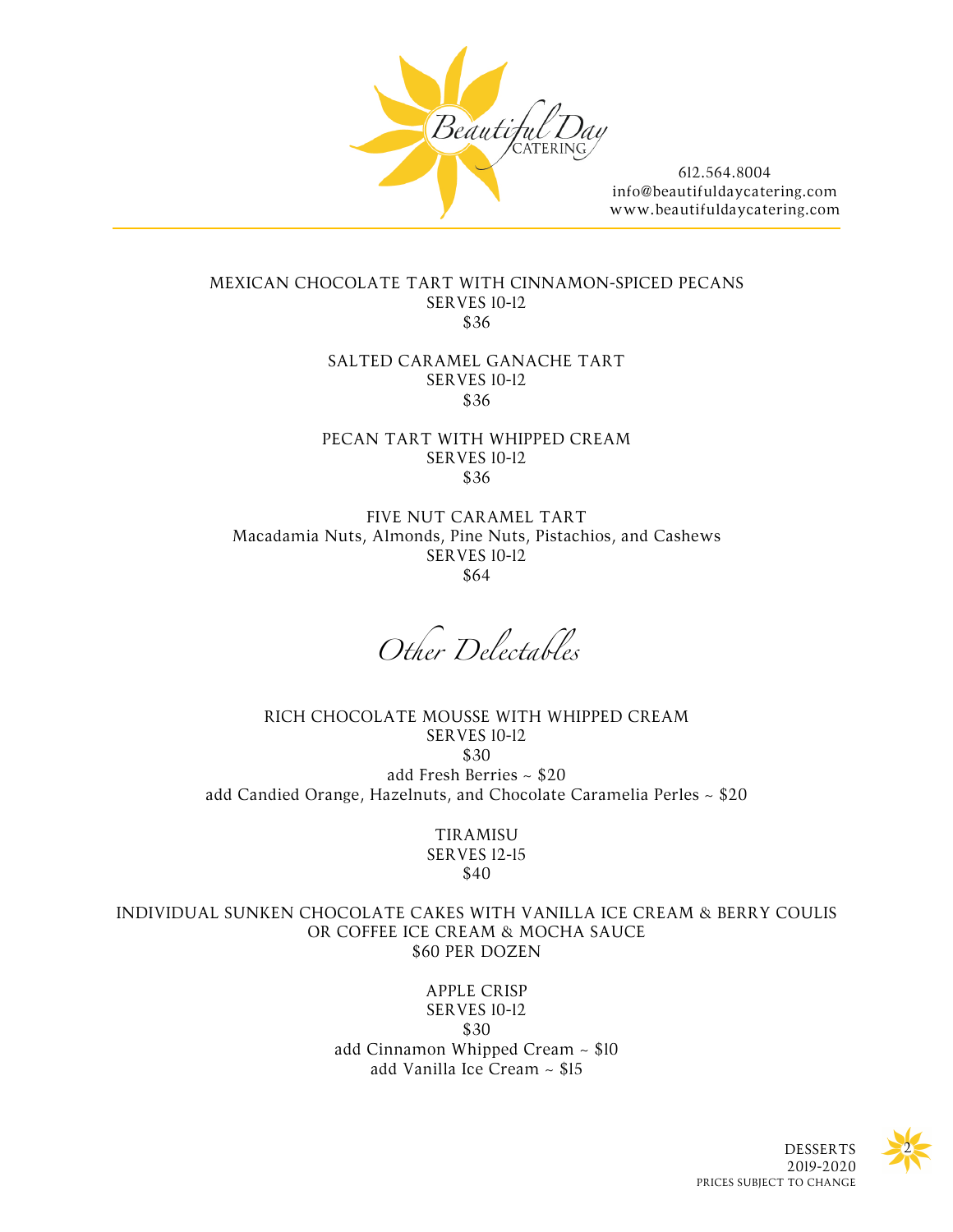Beautiful Day CATERING

612.564.8004
info@beautifuldaycatering.com
www.beautifuldaycatering.com

MEXICAN CHOCOLATE TART WITH CINNAMON-SPICED PECANS
SERVES 10-12
$36

SALTED CARAMEL GANACHE TART
SERVES 10-12
$36

PECAN TART WITH WHIPPED CREAM
SERVES 10-12
$36

FIVE NUT CARAMEL TART
Macadamia Nuts, Almonds, Pine Nuts, Pistachios, and Cashews
SERVES 10-12
$64

## *Other Delectables*

RICH CHOCOLATE MOUSSE WITH WHIPPED CREAM
SERVES 10-12
$30
add Fresh Berries ~ $20
add Candied Orange, Hazelnuts, and Chocolate Caramelia Perles ~ $20

TIRAMISU
SERVES 12-15
$40

INDIVIDUAL SUNKEN CHOCOLATE CAKES WITH VANILLA ICE CREAM & BERRY COULIS
OR COFFEE ICE CREAM & MOCHA SAUCE
$60 PER DOZEN

APPLE CRISP
SERVES 10-12
$30
add Cinnamon Whipped Cream ~ $10
add Vanilla Ice Cream ~ $15

DESSERTS
2019-2020
PRICES SUBJECT TO CHANGE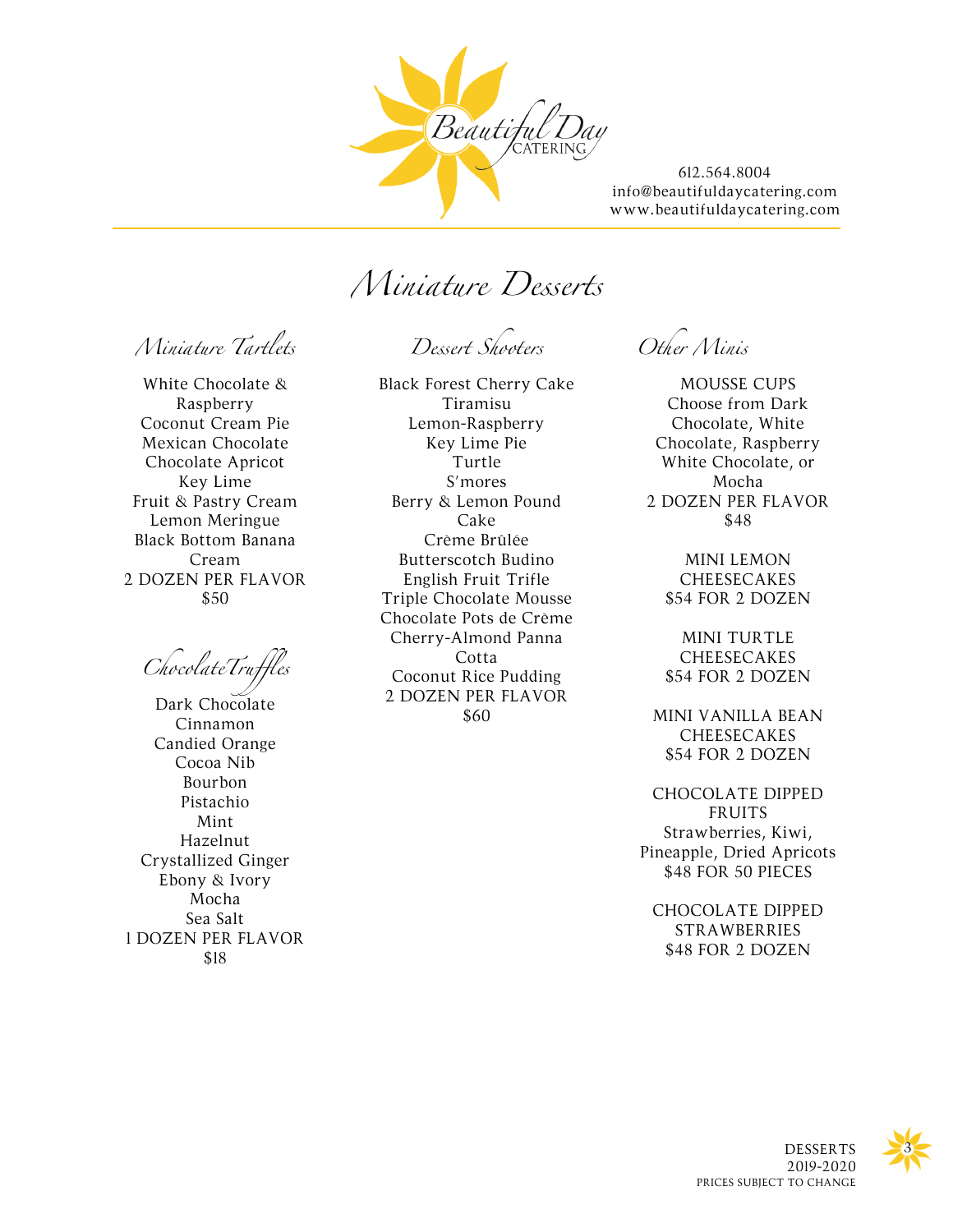612.564.8004
info@beautifuldaycatering.com
www.beautifuldaycatering.com

# Miniature Desserts

## Miniature Tartlets

White Chocolate & Raspberry
Coconut Cream Pie
Mexican Chocolate
Chocolate Apricot
Key Lime
Fruit & Pastry Cream
Lemon Meringue
Black Bottom Banana Cream
2 DOZEN PER FLAVOR
$50

## Chocolate Truffles

Dark Chocolate
Cinnamon
Candied Orange
Cocoa Nib
Bourbon
Pistachio
Mint
Hazelnut
Crystallized Ginger
Ebony & Ivory
Mocha
Sea Salt
1 DOZEN PER FLAVOR
$18

## Dessert Shooters

Black Forest Cherry Cake
Tiramisu
Lemon-Raspberry
Key Lime Pie
Turtle
S'mores
Berry & Lemon Pound Cake
Crème Brûlée
Butterscotch Budino
English Fruit Trifle
Triple Chocolate Mousse
Chocolate Pots de Crème
Cherry-Almond Panna Cotta
Coconut Rice Pudding
2 DOZEN PER FLAVOR
$60

## Other Minis

MOUSSE CUPS
Choose from Dark Chocolate, White Chocolate, Raspberry White Chocolate, or Mocha
2 DOZEN PER FLAVOR
$48

MINI LEMON CHEESECAKES
$54 FOR 2 DOZEN

MINI TURTLE CHEESECAKES
$54 FOR 2 DOZEN

MINI VANILLA BEAN CHEESECAKES
$54 FOR 2 DOZEN

CHOCOLATE DIPPED FRUITS
Strawberries, Kiwi, Pineapple, Dried Apricots
$48 FOR 50 PIECES

CHOCOLATE DIPPED STRAWBERRIES
$48 FOR 2 DOZEN

DESSERTS
2019-2020
PRICES SUBJECT TO CHANGE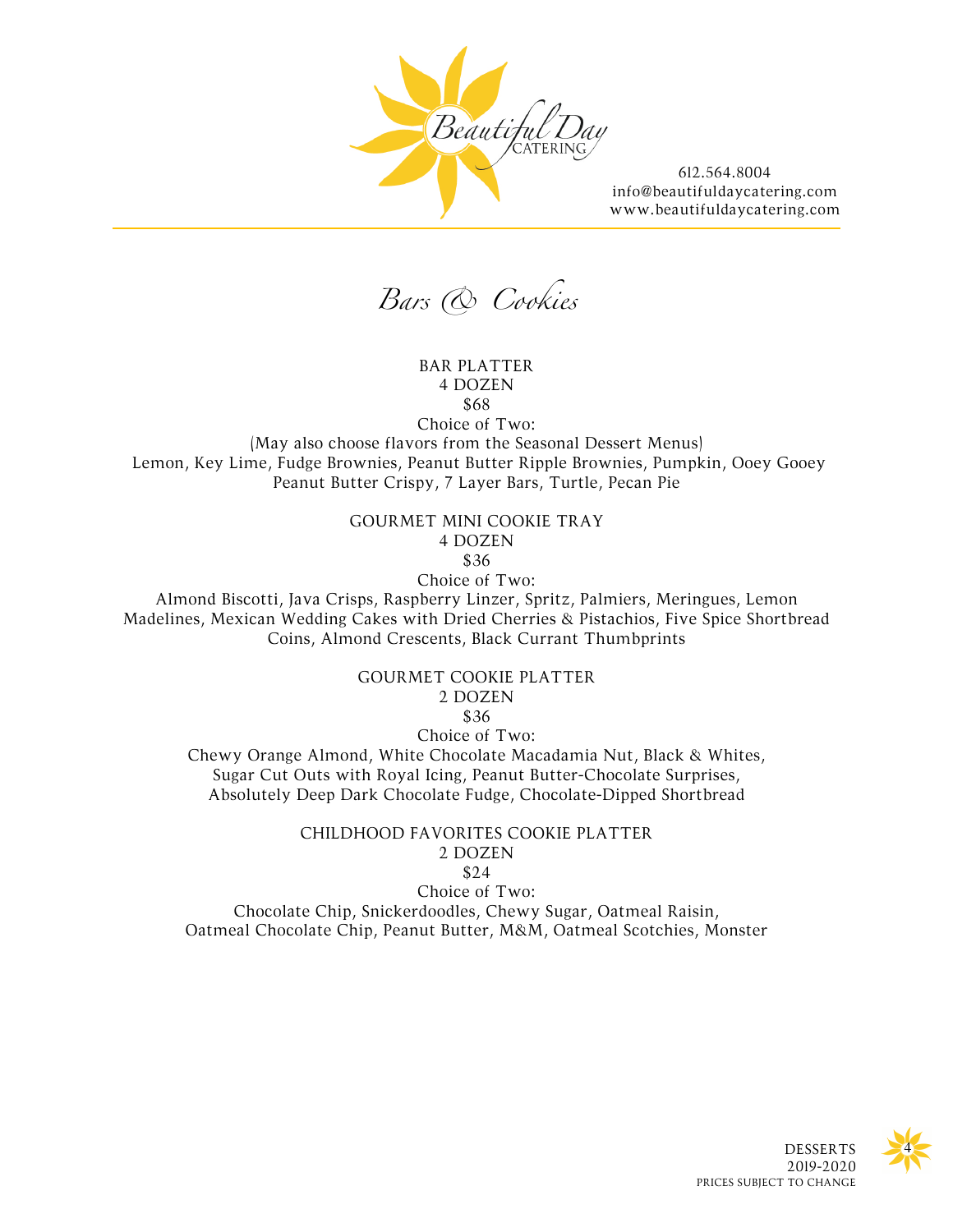Beautiful Day
CATERING

612.564.8004
info@beautifuldaycatering.com
www.beautifuldaycatering.com

# *Bars & Cookies*

## BAR PLATTER

4 DOZEN

$68

Choice of Two:

(May also choose flavors from the Seasonal Dessert Menus)

Lemon, Key Lime, Fudge Brownies, Peanut Butter Ripple Brownies, Pumpkin, Ooey Gooey Peanut Butter Crispy, 7 Layer Bars, Turtle, Pecan Pie

## GOURMET MINI COOKIE TRAY

4 DOZEN

$36

Choice of Two:

Almond Biscotti, Java Crisps, Raspberry Linzer, Spritz, Palmiers, Meringues, Lemon Madelines, Mexican Wedding Cakes with Dried Cherries & Pistachios, Five Spice Shortbread Coins, Almond Crescents, Black Currant Thumbprints

## GOURMET COOKIE PLATTER

2 DOZEN

$36

Choice of Two:

Chewy Orange Almond, White Chocolate Macadamia Nut, Black & Whites, Sugar Cut Outs with Royal Icing, Peanut Butter-Chocolate Surprises, Absolutely Deep Dark Chocolate Fudge, Chocolate-Dipped Shortbread

## CHILDHOOD FAVORITES COOKIE PLATTER

2 DOZEN

$24

Choice of Two:

Chocolate Chip, Snickerdoodles, Chewy Sugar, Oatmeal Raisin, Oatmeal Chocolate Chip, Peanut Butter, M&M, Oatmeal Scotchies, Monster

DESSERTS
2019-2020
PRICES SUBJECT TO CHANGE